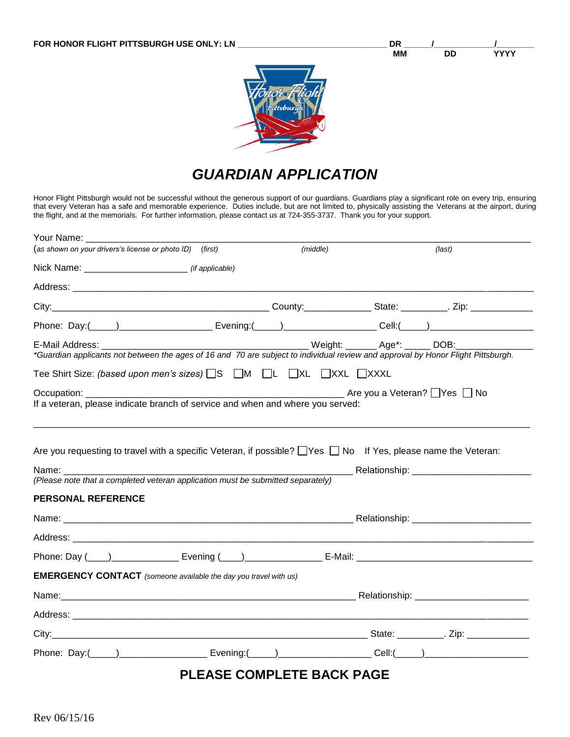**FOR HONOR FLIGHT PITTSBURGH USE ONLY: LN** ______________________________ **DR** _____/___________/_______
MM DD YYYY

# *GUARDIAN APPLICATION*

Honor Flight Pittsburgh would not be successful without the generous support of our guardians. Guardians play a significant role on every trip, ensuring that every Veteran has a safe and memorable experience. Duties include, but are not limited to, physically assisting the Veterans at the airport, during the flight, and at the memorials. For further information, please contact us at 724-355-3737. Thank you for your support.

Your Name: ______________________________________________________________________________
(*as shown on your drivers's license or photo ID*) (*first*) (*middle*) (*last*)

Nick Name: ____________________ (*if applicable*)

Address: ________________________________________________________________________________

City:__________________________________________ County:_____________ State: _________. Zip: ____________

Phone: Day:(_____)__________________ Evening:(_____)_________________ Cell:(_____)____________________

E-Mail Address: _______________________________________ Weight: ______ Age*: _____ DOB:______________
*\*Guardian applicants not between the ages of 16 and 70 are subject to individual review and approval by Honor Flight Pittsburgh.*

Tee Shirt Size: *(based upon men's sizes)* ☐S ☐M ☐L ☐XL ☐XXL ☐XXXL

Occupation: ___________________________________________________ Are you a Veteran? ☐Yes ☐ No
If a veteran, please indicate branch of service and when and where you served:

_________________________________________________________________________________________

Are you requesting to travel with a specific Veteran, if possible? ☐Yes ☐ No If Yes, please name the Veteran:

Name: __________________________________________________________ Relationship: ______________________
*(Please note that a completed veteran application must be submitted separately)*

**PERSONAL REFERENCE**

Name: __________________________________________________________ Relationship: ______________________

Address: ________________________________________________________________________________

Phone: Day (____)_____________ Evening (____)______________ E-Mail: _________________________________

**EMERGENCY CONTACT** *(someone available the day you travel with us)*

Name:__________________________________________________________ Relationship: _____________________

Address: ________________________________________________________________________________

City:_____________________________________________________________ State: _________. Zip: ____________

Phone: Day:(_____)________________ Evening:(_____)_________________ Cell:(_____)____________________

**PLEASE COMPLETE BACK PAGE**

Rev 06/15/16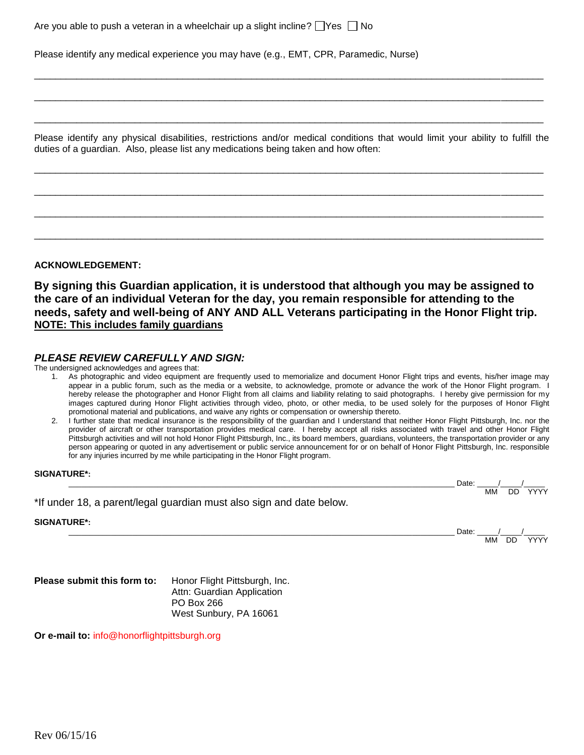Are you able to push a veteran in a wheelchair up a slight incline? ☐ Yes ☐ No

Please identify any medical experience you may have (e.g., EMT, CPR, Paramedic, Nurse)

___________________________________________________________________________________________

___________________________________________________________________________________________

___________________________________________________________________________________________

Please identify any physical disabilities, restrictions and/or medical conditions that would limit your ability to fulfill the duties of a guardian. Also, please list any medications being taken and how often:

___________________________________________________________________________________________

___________________________________________________________________________________________

___________________________________________________________________________________________

___________________________________________________________________________________________

**ACKNOWLEDGEMENT:**

**By signing this Guardian application, it is understood that although you may be assigned to the care of an individual Veteran for the day, you remain responsible for attending to the needs, safety and well-being of ANY AND ALL Veterans participating in the Honor Flight trip.**
**<u>NOTE: This includes family guardians</u>**

### *PLEASE REVIEW CAREFULLY AND SIGN:*

The undersigned acknowledges and agrees that:

1. As photographic and video equipment are frequently used to memorialize and document Honor Flight trips and events, his/her image may appear in a public forum, such as the media or a website, to acknowledge, promote or advance the work of the Honor Flight program. I hereby release the photographer and Honor Flight from all claims and liability relating to said photographs. I hereby give permission for my images captured during Honor Flight activities through video, photo, or other media, to be used solely for the purposes of Honor Flight promotional material and publications, and waive any rights or compensation or ownership thereto.
2. I further state that medical insurance is the responsibility of the guardian and I understand that neither Honor Flight Pittsburgh, Inc. nor the provider of aircraft or other transportation provides medical care. I hereby accept all risks associated with travel and other Honor Flight Pittsburgh activities and will not hold Honor Flight Pittsburgh, Inc., its board members, guardians, volunteers, the transportation provider or any person appearing or quoted in any advertisement or public service announcement for or on behalf of Honor Flight Pittsburgh, Inc. responsible for any injuries incurred by me while participating in the Honor Flight program.

**SIGNATURE*:**

_____________________________________________________________________________ Date: _____/_____/_____
MM DD YYYY

*If under 18, a parent/legal guardian must also sign and date below.

**SIGNATURE*:**

_____________________________________________________________________________ Date: _____/_____/_____
MM DD YYYY

**Please submit this form to:** Honor Flight Pittsburgh, Inc.
Attn: Guardian Application
PO Box 266
West Sunbury, PA 16061

**Or e-mail to:** info@honorflightpittsburgh.org

Rev 06/15/16